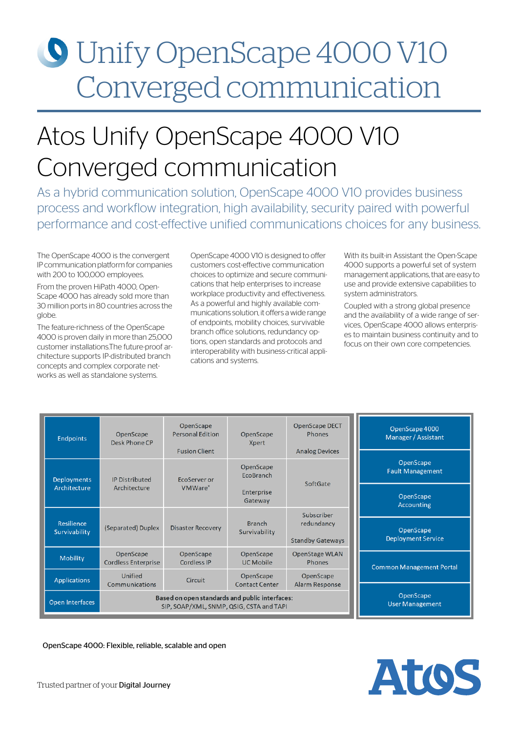# Unify OpenScape 4000 V10 Converged communication

## Atos Unify OpenScape 4000 V10 Converged communication

As a hybrid communication solution, OpenScape 4000 V10 provides business process and workflow integration, high availability, security paired with powerful performance and cost-effective unified communications choices for any business.

The OpenScape 4000 is the convergent IP communication platform for companies with 200 to 100,000 employees.

From the proven HiPath 4000, OpenScape 4000 has already sold more than 30 million ports in 80 countries across the globe.

The feature-richness of the OpenScape 4000 is proven daily in more than 25,000 customer installations.The future-proof architecture supports IP-distributed branch concepts and complex corporate networks as well as standalone systems.

OpenScape 4000 V10 is designed to offer customers cost-effective communication choices to optimize and secure communications that help enterprises to increase workplace productivity and effectiveness. As a powerful and highly available communications solution, it offers a wide range of endpoints, mobility choices, survivable branch office solutions, redundancy options, open standards and protocols and interoperability with business-critical applications and systems.

With its built-in Assistant the Open-Scape 4000 supports a powerful set of system management applications, that are easy to use and provide extensive capabilities to system administrators.

Coupled with a strong global presence and the availability of a wide range of services, OpenScape 4000 allows enterprises to maintain business continuity and to focus on their own core competencies.

| | | | | |
|---|---|---|---|---|
| Endpoints | OpenScape Desk Phone CP | OpenScape Personal Edition<br>Fusion Client | OpenScape Xpert | OpenScape DECT Phones<br>Analog Devices |
| Deployments Architecture | IP Distributed Architecture | EcoServer or VMWare® | OpenScape EcoBranch<br>Enterprise Gateway | SoftGate |
| Resilience Survivability | (Separated) Duplex | Disaster Recovery | Branch Survivability | Subscriber redundancy<br>Standby Gateways |
| Mobility | OpenScape Cordless Enterprise | OpenScape Cordless IP | OpenScape UC Mobile | OpenStage WLAN Phones |
| Applications | Unified Communications | Circuit | OpenScape Contact Center | OpenScape Alarm Response |
| Open Interfaces | **Based on open standards and public interfaces:** SIP, SOAP/XML, SNMP, QSIG, CSTA and TAPI | | | |

| Management |
|---|
| OpenScape 4000 Manager / Assistant |
| OpenScape Fault Management |
| OpenScape Accounting |
| OpenScape Deployment Service |
| Common Management Portal |
| OpenScape User Management |

OpenScape 4000: Flexible, reliable, scalable and open

Trusted partner of your Digital Journey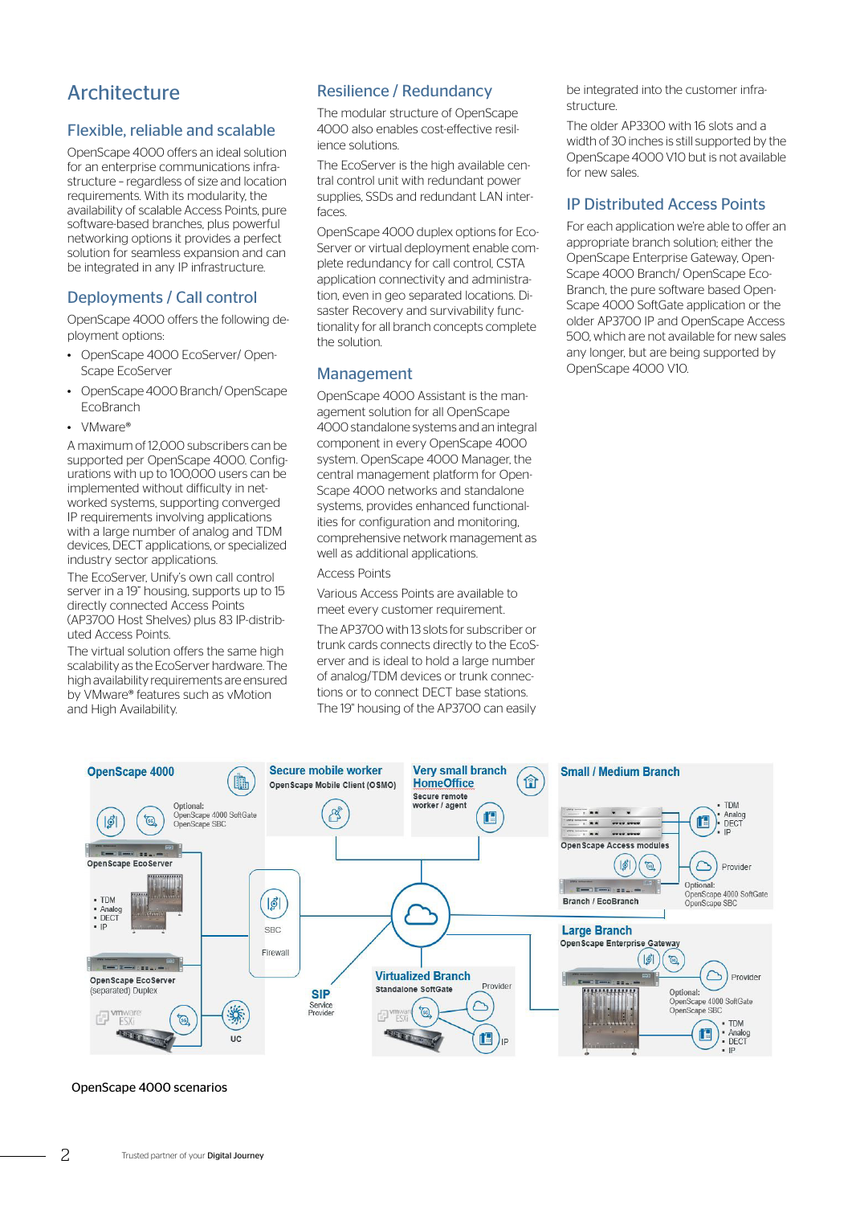# Architecture

## Flexible, reliable and scalable

OpenScape 4000 offers an ideal solution for an enterprise communications infrastructure – regardless of size and location requirements. With its modularity, the availability of scalable Access Points, pure software-based branches, plus powerful networking options it provides a perfect solution for seamless expansion and can be integrated in any IP infrastructure.

## Deployments / Call control

OpenScape 4000 offers the following deployment options:

- OpenScape 4000 EcoServer/ OpenScape EcoServer
- OpenScape 4000 Branch/ OpenScape EcoBranch
- VMware®

A maximum of 12,000 subscribers can be supported per OpenScape 4000. Configurations with up to 100,000 users can be implemented without difficulty in networked systems, supporting converged IP requirements involving applications with a large number of analog and TDM devices, DECT applications, or specialized industry sector applications.

The EcoServer, Unify's own call control server in a 19" housing, supports up to 15 directly connected Access Points (AP3700 Host Shelves) plus 83 IP-distributed Access Points.

The virtual solution offers the same high scalability as the EcoServer hardware. The high availability requirements are ensured by VMware® features such as vMotion and High Availability.

## Resilience / Redundancy

The modular structure of OpenScape 4000 also enables cost-effective resilience solutions.

The EcoServer is the high available central control unit with redundant power supplies, SSDs and redundant LAN interfaces.

OpenScape 4000 duplex options for EcoServer or virtual deployment enable complete redundancy for call control, CSTA application connectivity and administration, even in geo separated locations. Disaster Recovery and survivability functionality for all branch concepts complete the solution.

## Management

OpenScape 4000 Assistant is the management solution for all OpenScape 4000 standalone systems and an integral component in every OpenScape 4000 system. OpenScape 4000 Manager, the central management platform for OpenScape 4000 networks and standalone systems, provides enhanced functionalities for configuration and monitoring, comprehensive network management as well as additional applications.

Access Points

Various Access Points are available to meet every customer requirement.

The AP3700 with 13 slots for subscriber or trunk cards connects directly to the EcoServer and is ideal to hold a large number of analog/TDM devices or trunk connections or to connect DECT base stations. The 19" housing of the AP3700 can easily be integrated into the customer infrastructure.

The older AP3300 with 16 slots and a width of 30 inches is still supported by the OpenScape 4000 V10 but is not available for new sales.

## IP Distributed Access Points

For each application we're able to offer an appropriate branch solution; either the OpenScape Enterprise Gateway, OpenScape 4000 Branch/ OpenScape EcoBranch, the pure software based OpenScape 4000 SoftGate application or the older AP3700 IP and OpenScape Access 500, which are not available for new sales any longer, but are being supported by OpenScape 4000 V10.

OpenScape 4000 scenarios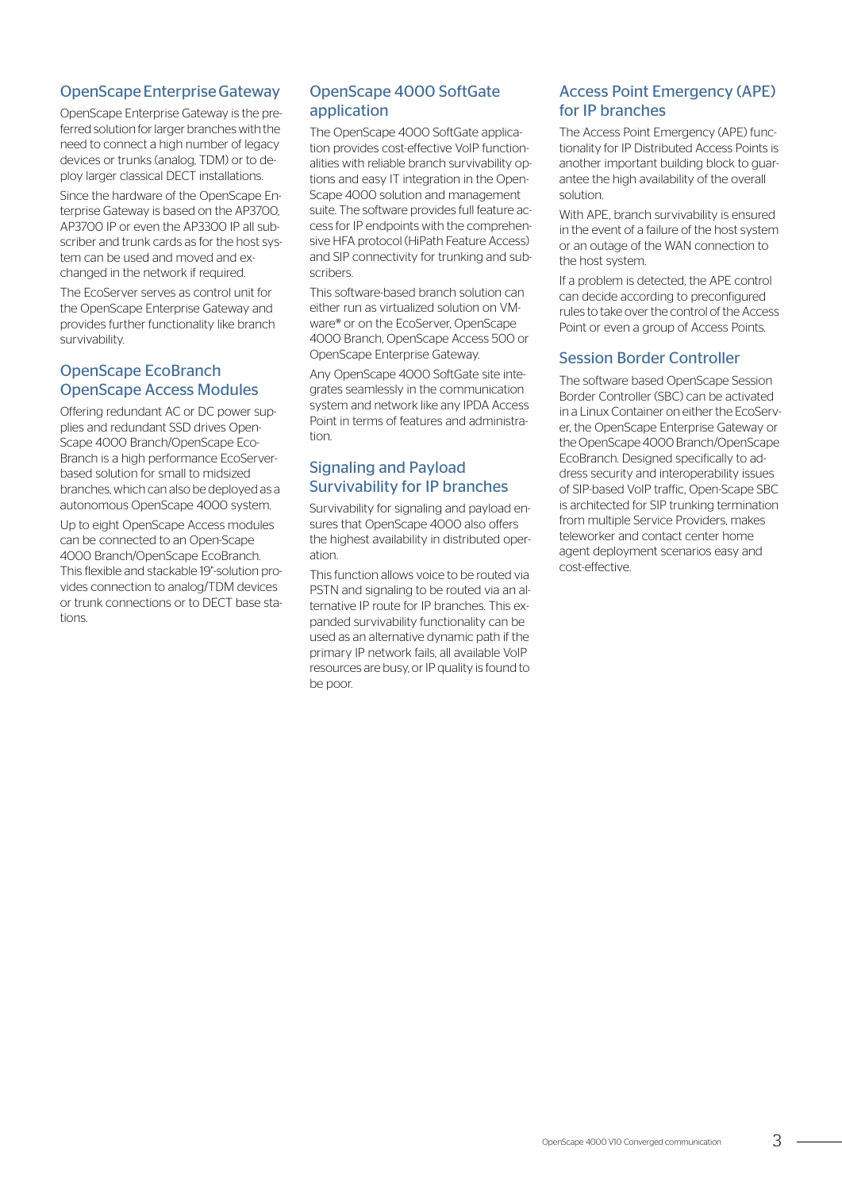## OpenScape Enterprise Gateway

OpenScape Enterprise Gateway is the preferred solution for larger branches with the need to connect a high number of legacy devices or trunks (analog, TDM) or to deploy larger classical DECT installations.

Since the hardware of the OpenScape Enterprise Gateway is based on the AP3700, AP3700 IP or even the AP3300 IP all subscriber and trunk cards as for the host system can be used and moved and exchanged in the network if required.

The EcoServer serves as control unit for the OpenScape Enterprise Gateway and provides further functionality like branch survivability.

## OpenScape EcoBranch OpenScape Access Modules

Offering redundant AC or DC power supplies and redundant SSD drives OpenScape 4000 Branch/OpenScape EcoBranch is a high performance EcoServer-based solution for small to midsized branches, which can also be deployed as a autonomous OpenScape 4000 system.

Up to eight OpenScape Access modules can be connected to an Open-Scape 4000 Branch/OpenScape EcoBranch. This flexible and stackable 19"-solution provides connection to analog/TDM devices or trunk connections or to DECT base stations.

## OpenScape 4000 SoftGate application

The OpenScape 4000 SoftGate application provides cost-effective VoIP functionalities with reliable branch survivability options and easy IT integration in the OpenScape 4000 solution and management suite. The software provides full feature access for IP endpoints with the comprehensive HFA protocol (HiPath Feature Access) and SIP connectivity for trunking and subscribers.

This software-based branch solution can either run as virtualized solution on VMware® or on the EcoServer, OpenScape 4000 Branch, OpenScape Access 500 or OpenScape Enterprise Gateway.

Any OpenScape 4000 SoftGate site integrates seamlessly in the communication system and network like any IPDA Access Point in terms of features and administration.

## Signaling and Payload Survivability for IP branches

Survivability for signaling and payload ensures that OpenScape 4000 also offers the highest availability in distributed operation.

This function allows voice to be routed via PSTN and signaling to be routed via an alternative IP route for IP branches. This expanded survivability functionality can be used as an alternative dynamic path if the primary IP network fails, all available VoIP resources are busy, or IP quality is found to be poor.

## Access Point Emergency (APE) for IP branches

The Access Point Emergency (APE) functionality for IP Distributed Access Points is another important building block to guarantee the high availability of the overall solution.

With APE, branch survivability is ensured in the event of a failure of the host system or an outage of the WAN connection to the host system.

If a problem is detected, the APE control can decide according to preconfigured rules to take over the control of the Access Point or even a group of Access Points.

## Session Border Controller

The software based OpenScape Session Border Controller (SBC) can be activated in a Linux Container on either the EcoServer, the OpenScape Enterprise Gateway or the OpenScape 4000 Branch/OpenScape EcoBranch. Designed specifically to address security and interoperability issues of SIP-based VoIP traffic, Open-Scape SBC is architected for SIP trunking termination from multiple Service Providers, makes teleworker and contact center home agent deployment scenarios easy and cost-effective.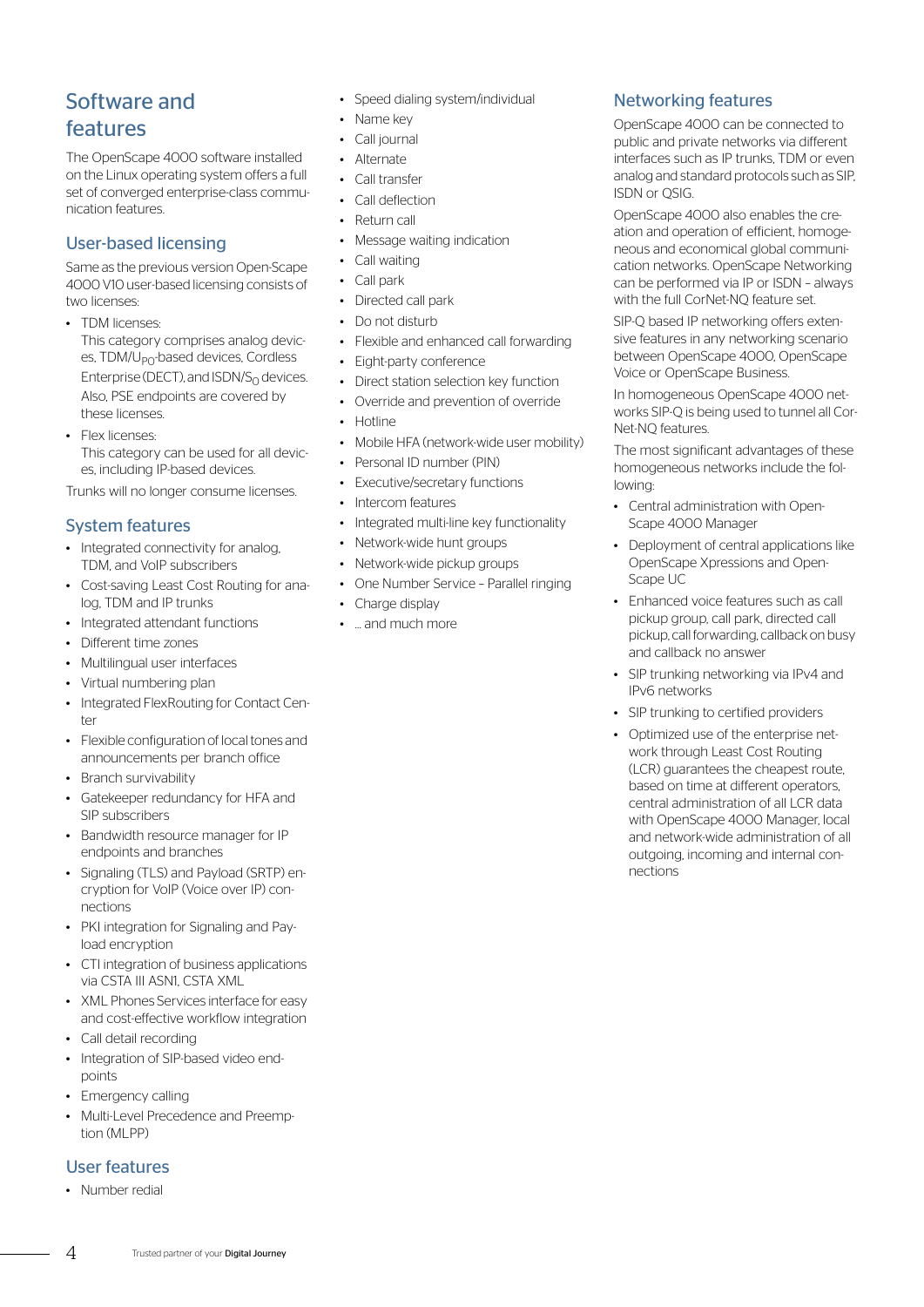# Software and features

The OpenScape 4000 software installed on the Linux operating system offers a full set of converged enterprise-class communication features.

## User-based licensing

Same as the previous version Open-Scape 4000 V10 user-based licensing consists of two licenses:

- TDM licenses:
  This category comprises analog devices, TDM/$U_{P0}$-based devices, Cordless Enterprise (DECT), and ISDN/$S_0$ devices. Also, PSE endpoints are covered by these licenses.
- Flex licenses:
  This category can be used for all devices, including IP-based devices.

Trunks will no longer consume licenses.

## System features

- Integrated connectivity for analog, TDM, and VoIP subscribers
- Cost-saving Least Cost Routing for analog, TDM and IP trunks
- Integrated attendant functions
- Different time zones
- Multilingual user interfaces
- Virtual numbering plan
- Integrated FlexRouting for Contact Center
- Flexible configuration of local tones and announcements per branch office
- Branch survivability
- Gatekeeper redundancy for HFA and SIP subscribers
- Bandwidth resource manager for IP endpoints and branches
- Signaling (TLS) and Payload (SRTP) encryption for VoIP (Voice over IP) connections
- PKI integration for Signaling and Payload encryption
- CTI integration of business applications via CSTA III ASN1, CSTA XML
- XML Phones Services interface for easy and cost-effective workflow integration
- Call detail recording
- Integration of SIP-based video endpoints
- Emergency calling
- Multi-Level Precedence and Preemption (MLPP)

## User features

- Number redial
- Speed dialing system/individual
- Name key
- Call journal
- Alternate
- Call transfer
- Call deflection
- Return call
- Message waiting indication
- Call waiting
- Call park
- Directed call park
- Do not disturb
- Flexible and enhanced call forwarding
- Eight-party conference
- Direct station selection key function
- Override and prevention of override
- Hotline
- Mobile HFA (network-wide user mobility)
- Personal ID number (PIN)
- Executive/secretary functions
- Intercom features
- Integrated multi-line key functionality
- Network-wide hunt groups
- Network-wide pickup groups
- One Number Service – Parallel ringing
- Charge display
- ... and much more

## Networking features

OpenScape 4000 can be connected to public and private networks via different interfaces such as IP trunks, TDM or even analog and standard protocols such as SIP, ISDN or QSIG.

OpenScape 4000 also enables the creation and operation of efficient, homogeneous and economical global communication networks. OpenScape Networking can be performed via IP or ISDN – always with the full CorNet-NQ feature set.

SIP-Q based IP networking offers extensive features in any networking scenario between OpenScape 4000, OpenScape Voice or OpenScape Business.

In homogeneous OpenScape 4000 networks SIP-Q is being used to tunnel all CorNet-NQ features.

The most significant advantages of these homogeneous networks include the following:

- Central administration with OpenScape 4000 Manager
- Deployment of central applications like OpenScape Xpressions and OpenScape UC
- Enhanced voice features such as call pickup group, call park, directed call pickup, call forwarding, callback on busy and callback no answer
- SIP trunking networking via IPv4 and IPv6 networks
- SIP trunking to certified providers
- Optimized use of the enterprise network through Least Cost Routing (LCR) guarantees the cheapest route, based on time at different operators, central administration of all LCR data with OpenScape 4000 Manager, local and network-wide administration of all outgoing, incoming and internal connections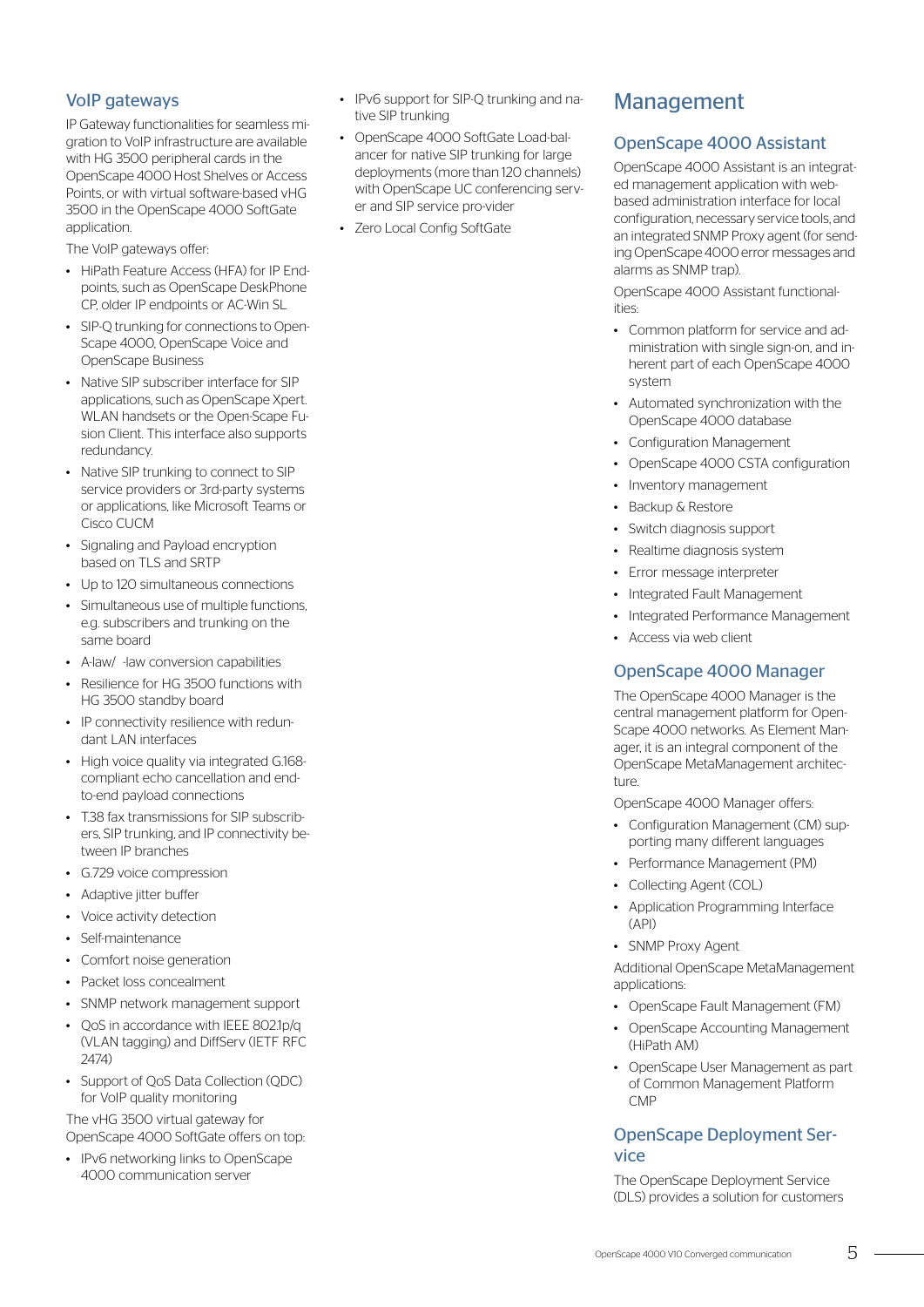## VoIP gateways

IP Gateway functionalities for seamless migration to VoIP infrastructure are available with HG 3500 peripheral cards in the OpenScape 4000 Host Shelves or Access Points, or with virtual software-based vHG 3500 in the OpenScape 4000 SoftGate application.

The VoIP gateways offer:

- HiPath Feature Access (HFA) for IP Endpoints, such as OpenScape DeskPhone CP, older IP endpoints or AC-Win SL
- SIP-Q trunking for connections to OpenScape 4000, OpenScape Voice and OpenScape Business
- Native SIP subscriber interface for SIP applications, such as OpenScape Xpert. WLAN handsets or the Open-Scape Fusion Client. This interface also supports redundancy.
- Native SIP trunking to connect to SIP service providers or 3rd-party systems or applications, like Microsoft Teams or Cisco CUCM
- Signaling and Payload encryption based on TLS and SRTP
- Up to 120 simultaneous connections
- Simultaneous use of multiple functions, e.g. subscribers and trunking on the same board
- A-law/ -law conversion capabilities
- Resilience for HG 3500 functions with HG 3500 standby board
- IP connectivity resilience with redundant LAN interfaces
- High voice quality via integrated G.168-compliant echo cancellation and end-to-end payload connections
- T.38 fax transmissions for SIP subscribers, SIP trunking, and IP connectivity between IP branches
- G.729 voice compression
- Adaptive jitter buffer
- Voice activity detection
- Self-maintenance
- Comfort noise generation
- Packet loss concealment
- SNMP network management support
- QoS in accordance with IEEE 802.1p/q (VLAN tagging) and DiffServ (IETF RFC 2474)
- Support of QoS Data Collection (QDC) for VoIP quality monitoring

The vHG 3500 virtual gateway for OpenScape 4000 SoftGate offers on top:

- IPv6 networking links to OpenScape 4000 communication server
- IPv6 support for SIP-Q trunking and native SIP trunking
- OpenScape 4000 SoftGate Load-balancer for native SIP trunking for large deployments (more than 120 channels) with OpenScape UC conferencing server and SIP service pro-vider
- Zero Local Config SoftGate

# Management

## OpenScape 4000 Assistant

OpenScape 4000 Assistant is an integrated management application with web-based administration interface for local configuration, necessary service tools, and an integrated SNMP Proxy agent (for sending OpenScape 4000 error messages and alarms as SNMP trap).

OpenScape 4000 Assistant functionalities:

- Common platform for service and administration with single sign-on, and inherent part of each OpenScape 4000 system
- Automated synchronization with the OpenScape 4000 database
- Configuration Management
- OpenScape 4000 CSTA configuration
- Inventory management
- Backup & Restore
- Switch diagnosis support
- Realtime diagnosis system
- Error message interpreter
- Integrated Fault Management
- Integrated Performance Management
- Access via web client

## OpenScape 4000 Manager

The OpenScape 4000 Manager is the central management platform for OpenScape 4000 networks. As Element Manager, it is an integral component of the OpenScape MetaManagement architecture.

OpenScape 4000 Manager offers:

- Configuration Management (CM) supporting many different languages
- Performance Management (PM)
- Collecting Agent (COL)
- Application Programming Interface (API)
- SNMP Proxy Agent

Additional OpenScape MetaManagement applications:

- OpenScape Fault Management (FM)
- OpenScape Accounting Management (HiPath AM)
- OpenScape User Management as part of Common Management Platform CMP

## OpenScape Deployment Service

The OpenScape Deployment Service (DLS) provides a solution for customers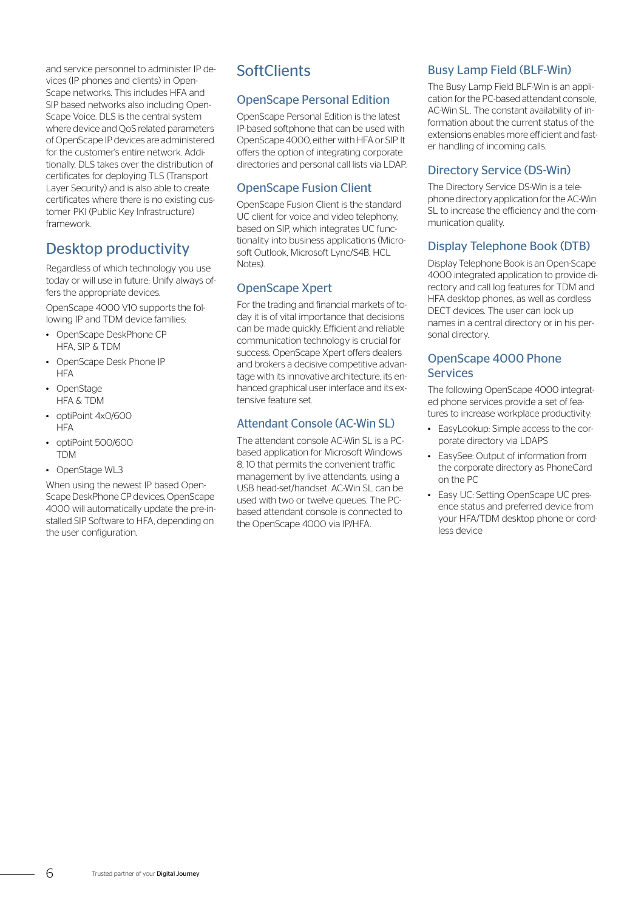and service personnel to administer IP devices (IP phones and clients) in OpenScape networks. This includes HFA and SIP based networks also including OpenScape Voice. DLS is the central system where device and QoS related parameters of OpenScape IP devices are administered for the customer's entire network. Additionally, DLS takes over the distribution of certificates for deploying TLS (Transport Layer Security) and is also able to create certificates where there is no existing customer PKI (Public Key Infrastructure) framework.

## Desktop productivity

Regardless of which technology you use today or will use in future: Unify always offers the appropriate devices.

OpenScape 4000 V10 supports the following IP and TDM device families:

- OpenScape DeskPhone CP HFA, SIP & TDM
- OpenScape Desk Phone IP HFA
- OpenStage HFA & TDM
- optiPoint 4x0/600 HFA
- optiPoint 500/600 TDM
- OpenStage WL3

When using the newest IP based OpenScape DeskPhone CP devices, OpenScape 4000 will automatically update the pre-installed SIP Software to HFA, depending on the user configuration.

## SoftClients

### OpenScape Personal Edition

OpenScape Personal Edition is the latest IP-based softphone that can be used with OpenScape 4000, either with HFA or SIP. It offers the option of integrating corporate directories and personal call lists via LDAP.

### OpenScape Fusion Client

OpenScape Fusion Client is the standard UC client for voice and video telephony, based on SIP, which integrates UC functionality into business applications (Microsoft Outlook, Microsoft Lync/S4B, HCL Notes).

### OpenScape Xpert

For the trading and financial markets of today it is of vital importance that decisions can be made quickly. Efficient and reliable communication technology is crucial for success. OpenScape Xpert offers dealers and brokers a decisive competitive advantage with its innovative architecture, its enhanced graphical user interface and its extensive feature set.

### Attendant Console (AC-Win SL)

The attendant console AC-Win SL is a PC-based application for Microsoft Windows 8, 10 that permits the convenient traffic management by live attendants, using a USB head-set/handset. AC-Win SL can be used with two or twelve queues. The PC-based attendant console is connected to the OpenScape 4000 via IP/HFA.

### Busy Lamp Field (BLF-Win)

The Busy Lamp Field BLF-Win is an application for the PC-based attendant console, AC-Win SL. The constant availability of information about the current status of the extensions enables more efficient and faster handling of incoming calls.

### Directory Service (DS-Win)

The Directory Service DS-Win is a telephone directory application for the AC-Win SL to increase the efficiency and the communication quality.

### Display Telephone Book (DTB)

Display Telephone Book is an OpenScape 4000 integrated application to provide directory and call log features for TDM and HFA desktop phones, as well as cordless DECT devices. The user can look up names in a central directory or in his personal directory.

### OpenScape 4000 Phone Services

The following OpenScape 4000 integrated phone services provide a set of features to increase workplace productivity:

- EasyLookup: Simple access to the corporate directory via LDAPS
- EasySee: Output of information from the corporate directory as PhoneCard on the PC
- Easy UC: Setting OpenScape UC presence status and preferred device from your HFA/TDM desktop phone or cordless device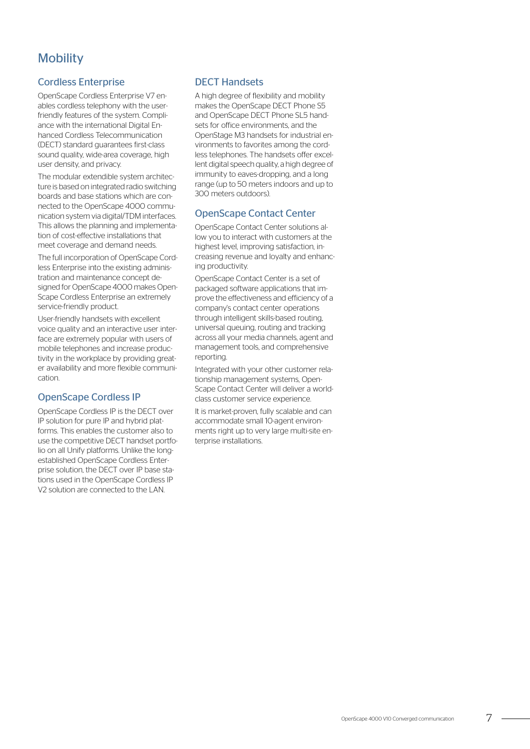# Mobility

## Cordless Enterprise

OpenScape Cordless Enterprise V7 enables cordless telephony with the user-friendly features of the system. Compliance with the international Digital Enhanced Cordless Telecommunication (DECT) standard guarantees first-class sound quality, wide-area coverage, high user density, and privacy.

The modular extendible system architecture is based on integrated radio switching boards and base stations which are connected to the OpenScape 4000 communication system via digital/TDM interfaces. This allows the planning and implementation of cost-effective installations that meet coverage and demand needs.

The full incorporation of OpenScape Cordless Enterprise into the existing administration and maintenance concept designed for OpenScape 4000 makes OpenScape Cordless Enterprise an extremely service-friendly product.

User-friendly handsets with excellent voice quality and an interactive user interface are extremely popular with users of mobile telephones and increase productivity in the workplace by providing greater availability and more flexible communication.

## OpenScape Cordless IP

OpenScape Cordless IP is the DECT over IP solution for pure IP and hybrid platforms. This enables the customer also to use the competitive DECT handset portfolio on all Unify platforms. Unlike the long-established OpenScape Cordless Enterprise solution, the DECT over IP base stations used in the OpenScape Cordless IP V2 solution are connected to the LAN.

## DECT Handsets

A high degree of flexibility and mobility makes the OpenScape DECT Phone S5 and OpenScape DECT Phone SL5 handsets for office environments, and the OpenStage M3 handsets for industrial environments to favorites among the cordless telephones. The handsets offer excellent digital speech quality, a high degree of immunity to eaves-dropping, and a long range (up to 50 meters indoors and up to 300 meters outdoors).

## OpenScape Contact Center

OpenScape Contact Center solutions allow you to interact with customers at the highest level, improving satisfaction, increasing revenue and loyalty and enhancing productivity.

OpenScape Contact Center is a set of packaged software applications that improve the effectiveness and efficiency of a company's contact center operations through intelligent skills-based routing, universal queuing, routing and tracking across all your media channels, agent and management tools, and comprehensive reporting.

Integrated with your other customer relationship management systems, OpenScape Contact Center will deliver a world-class customer service experience.

It is market-proven, fully scalable and can accommodate small 10-agent environments right up to very large multi-site enterprise installations.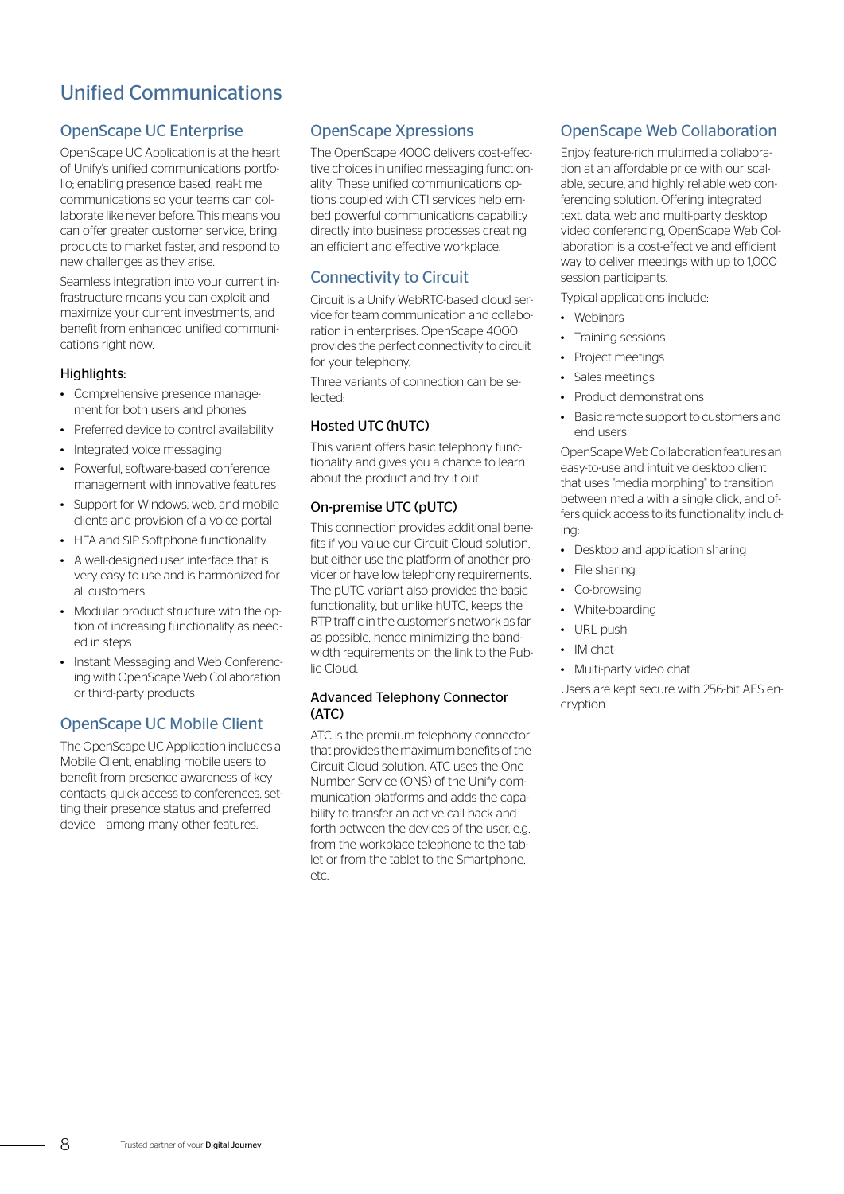# Unified Communications

## OpenScape UC Enterprise

OpenScape UC Application is at the heart of Unify's unified communications portfolio; enabling presence based, real-time communications so your teams can collaborate like never before. This means you can offer greater customer service, bring products to market faster, and respond to new challenges as they arise.

Seamless integration into your current infrastructure means you can exploit and maximize your current investments, and benefit from enhanced unified communications right now.

### Highlights:

- Comprehensive presence management for both users and phones
- Preferred device to control availability
- Integrated voice messaging
- Powerful, software-based conference management with innovative features
- Support for Windows, web, and mobile clients and provision of a voice portal
- HFA and SIP Softphone functionality
- A well-designed user interface that is very easy to use and is harmonized for all customers
- Modular product structure with the option of increasing functionality as needed in steps
- Instant Messaging and Web Conferencing with OpenScape Web Collaboration or third-party products

## OpenScape UC Mobile Client

The OpenScape UC Application includes a Mobile Client, enabling mobile users to benefit from presence awareness of key contacts, quick access to conferences, setting their presence status and preferred device – among many other features.

## OpenScape Xpressions

The OpenScape 4000 delivers cost-effective choices in unified messaging functionality. These unified communications options coupled with CTI services help embed powerful communications capability directly into business processes creating an efficient and effective workplace.

## Connectivity to Circuit

Circuit is a Unify WebRTC-based cloud service for team communication and collaboration in enterprises. OpenScape 4000 provides the perfect connectivity to circuit for your telephony.

Three variants of connection can be selected:

### Hosted UTC (hUTC)

This variant offers basic telephony functionality and gives you a chance to learn about the product and try it out.

### On-premise UTC (pUTC)

This connection provides additional benefits if you value our Circuit Cloud solution, but either use the platform of another provider or have low telephony requirements. The pUTC variant also provides the basic functionality, but unlike hUTC, keeps the RTP traffic in the customer's network as far as possible, hence minimizing the bandwidth requirements on the link to the Public Cloud.

### Advanced Telephony Connector (ATC)

ATC is the premium telephony connector that provides the maximum benefits of the Circuit Cloud solution. ATC uses the One Number Service (ONS) of the Unify communication platforms and adds the capability to transfer an active call back and forth between the devices of the user, e.g. from the workplace telephone to the tablet or from the tablet to the Smartphone, etc.

## OpenScape Web Collaboration

Enjoy feature-rich multimedia collaboration at an affordable price with our scalable, secure, and highly reliable web conferencing solution. Offering integrated text, data, web and multi-party desktop video conferencing, OpenScape Web Collaboration is a cost-effective and efficient way to deliver meetings with up to 1,000 session participants.

Typical applications include:

- Webinars
- Training sessions
- Project meetings
- Sales meetings
- Product demonstrations
- Basic remote support to customers and end users

OpenScape Web Collaboration features an easy-to-use and intuitive desktop client that uses "media morphing" to transition between media with a single click, and offers quick access to its functionality, including:

- Desktop and application sharing
- File sharing
- Co-browsing
- White-boarding
- URL push
- IM chat
- Multi-party video chat

Users are kept secure with 256-bit AES encryption.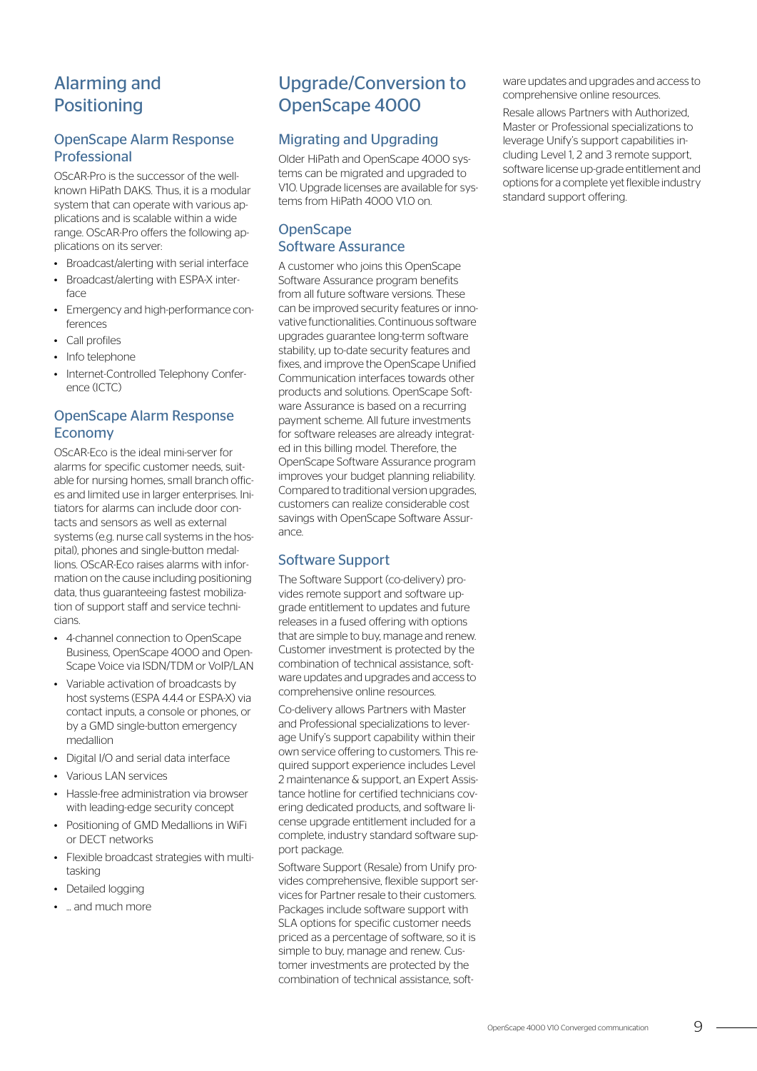# Alarming and Positioning

## OpenScape Alarm Response Professional

OScAR-Pro is the successor of the well-known HiPath DAKS. Thus, it is a modular system that can operate with various applications and is scalable within a wide range. OScAR-Pro offers the following applications on its server:

- Broadcast/alerting with serial interface
- Broadcast/alerting with ESPA-X interface
- Emergency and high-performance conferences
- Call profiles
- Info telephone
- Internet-Controlled Telephony Conference (ICTC)

## OpenScape Alarm Response Economy

OScAR-Eco is the ideal mini-server for alarms for specific customer needs, suitable for nursing homes, small branch offices and limited use in larger enterprises. Initiators for alarms can include door contacts and sensors as well as external systems (e.g. nurse call systems in the hospital), phones and single-button medallions. OScAR-Eco raises alarms with information on the cause including positioning data, thus guaranteeing fastest mobilization of support staff and service technicians.

- 4-channel connection to OpenScape Business, OpenScape 4000 and OpenScape Voice via ISDN/TDM or VoIP/LAN
- Variable activation of broadcasts by host systems (ESPA 4.4.4 or ESPA-X) via contact inputs, a console or phones, or by a GMD single-button emergency medallion
- Digital I/O and serial data interface
- Various LAN services
- Hassle-free administration via browser with leading-edge security concept
- Positioning of GMD Medallions in WiFi or DECT networks
- Flexible broadcast strategies with multitasking
- Detailed logging
- … and much more

# Upgrade/Conversion to OpenScape 4000

## Migrating and Upgrading

Older HiPath and OpenScape 4000 systems can be migrated and upgraded to V10. Upgrade licenses are available for systems from HiPath 4000 V1.0 on.

## OpenScape Software Assurance

A customer who joins this OpenScape Software Assurance program benefits from all future software versions. These can be improved security features or innovative functionalities. Continuous software upgrades guarantee long-term software stability, up to-date security features and fixes, and improve the OpenScape Unified Communication interfaces towards other products and solutions. OpenScape Software Assurance is based on a recurring payment scheme. All future investments for software releases are already integrated in this billing model. Therefore, the OpenScape Software Assurance program improves your budget planning reliability. Compared to traditional version upgrades, customers can realize considerable cost savings with OpenScape Software Assurance.

## Software Support

The Software Support (co-delivery) provides remote support and software upgrade entitlement to updates and future releases in a fused offering with options that are simple to buy, manage and renew. Customer investment is protected by the combination of technical assistance, software updates and upgrades and access to comprehensive online resources.

Co-delivery allows Partners with Master and Professional specializations to leverage Unify's support capability within their own service offering to customers. This required support experience includes Level 2 maintenance & support, an Expert Assistance hotline for certified technicians covering dedicated products, and software license upgrade entitlement included for a complete, industry standard software support package.

Software Support (Resale) from Unify provides comprehensive, flexible support services for Partner resale to their customers. Packages include software support with SLA options for specific customer needs priced as a percentage of software, so it is simple to buy, manage and renew. Customer investments are protected by the combination of technical assistance, software updates and upgrades and access to comprehensive online resources.

Resale allows Partners with Authorized, Master or Professional specializations to leverage Unify's support capabilities including Level 1, 2 and 3 remote support, software license up-grade entitlement and options for a complete yet flexible industry standard support offering.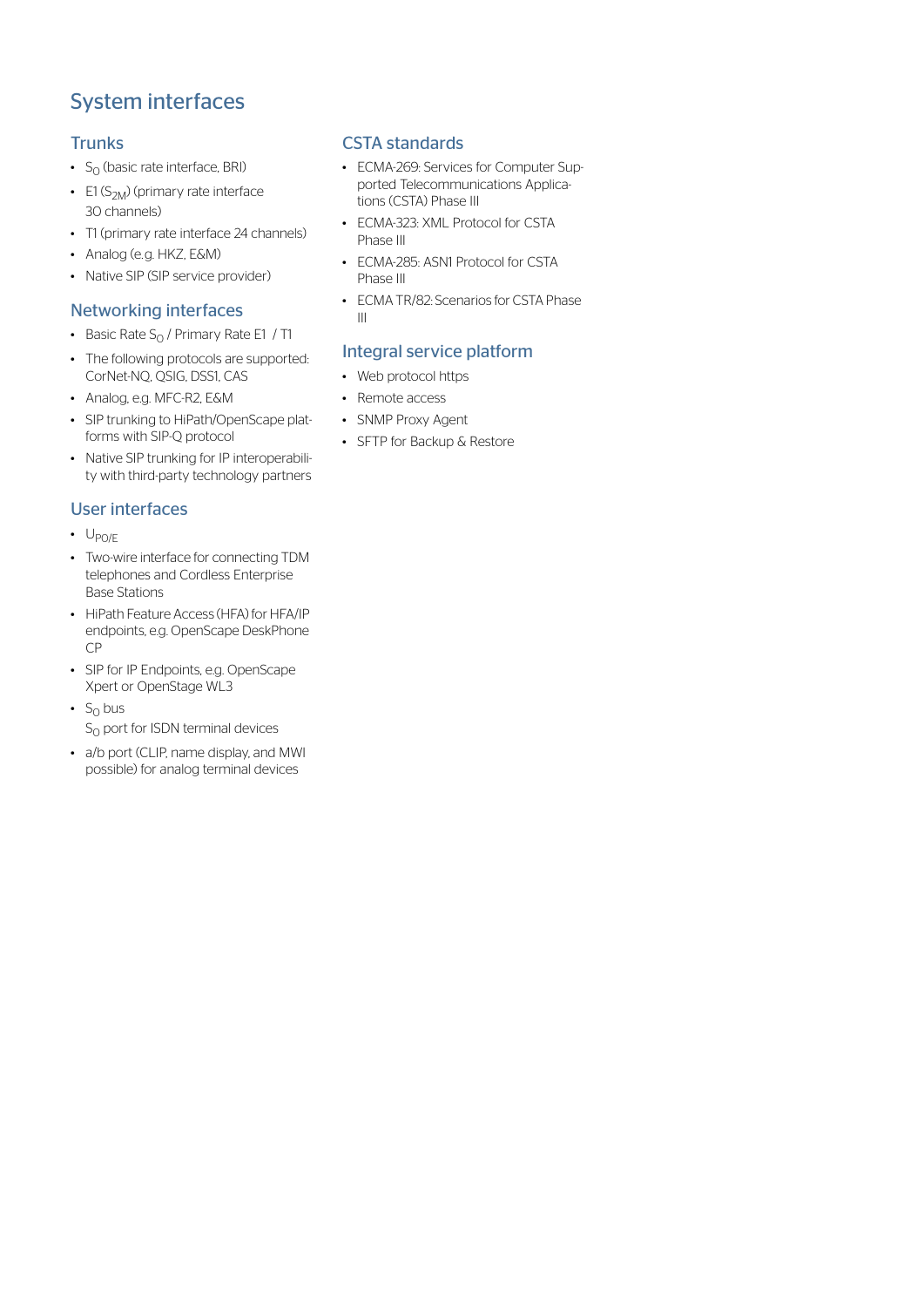# System interfaces

## Trunks

- $S_0$ (basic rate interface, BRI)
- E1 ($S_{2M}$) (primary rate interface 30 channels)
- T1 (primary rate interface 24 channels)
- Analog (e.g. HKZ, E&M)
- Native SIP (SIP service provider)

## Networking interfaces

- Basic Rate $S_0$ / Primary Rate E1 / T1
- The following protocols are supported: CorNet-NQ, QSIG, DSS1, CAS
- Analog, e.g. MFC-R2, E&M
- SIP trunking to HiPath/OpenScape platforms with SIP-Q protocol
- Native SIP trunking for IP interoperability with third-party technology partners

## User interfaces

- $U_{P0/E}$
- Two-wire interface for connecting TDM telephones and Cordless Enterprise Base Stations
- HiPath Feature Access (HFA) for HFA/IP endpoints, e.g. OpenScape DeskPhone CP
- SIP for IP Endpoints, e.g. OpenScape Xpert or OpenStage WL3
- $S_0$ bus
  $S_0$ port for ISDN terminal devices
- a/b port (CLIP, name display, and MWI possible) for analog terminal devices

## CSTA standards

- ECMA-269: Services for Computer Supported Telecommunications Applications (CSTA) Phase III
- ECMA-323: XML Protocol for CSTA Phase III
- ECMA-285: ASN1 Protocol for CSTA Phase III
- ECMA TR/82: Scenarios for CSTA Phase III

## Integral service platform

- Web protocol https
- Remote access
- SNMP Proxy Agent
- SFTP for Backup & Restore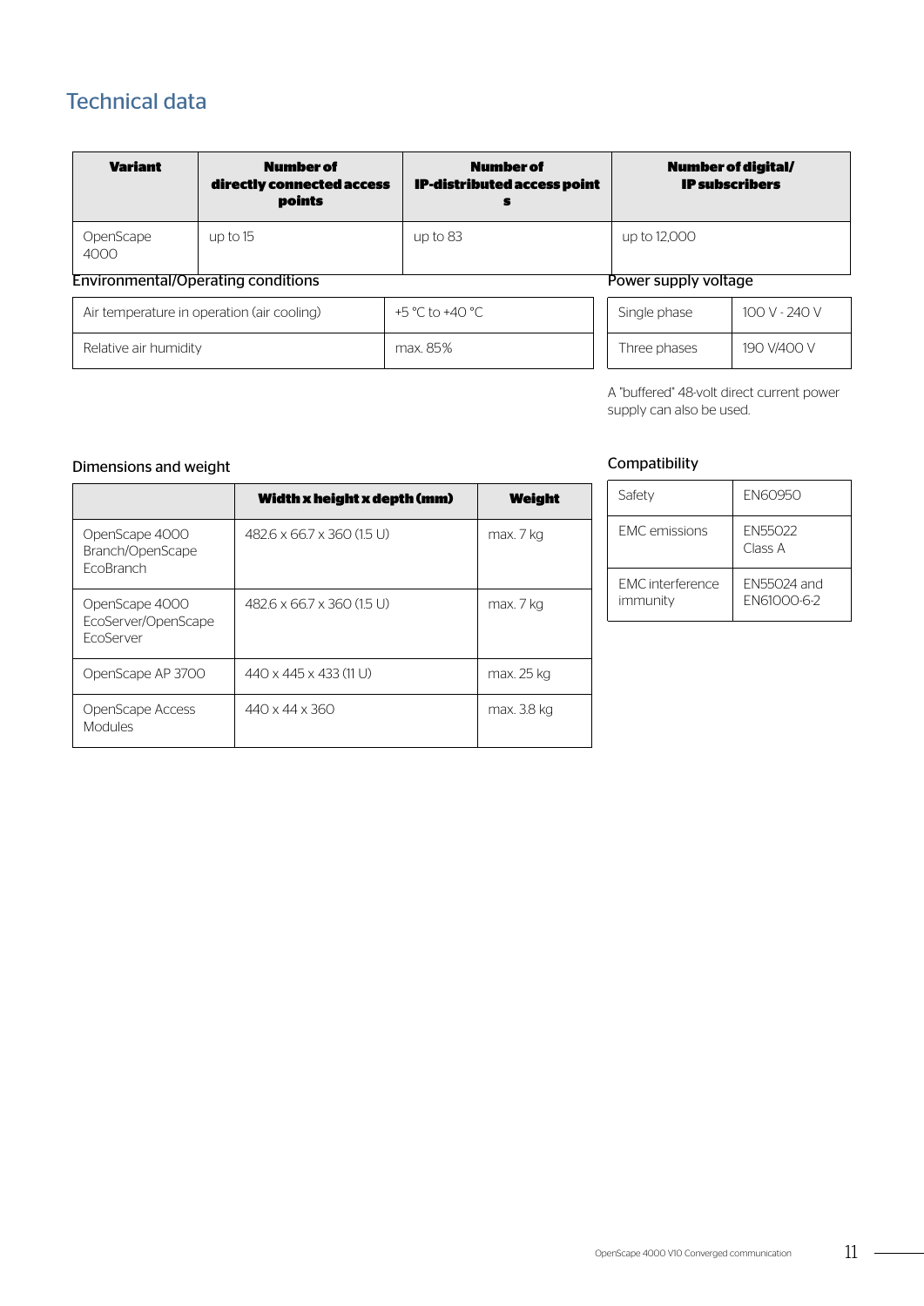# Technical data

| Variant | Number of directly connected access points | Number of IP-distributed access points | Number of digital/ IP subscribers |
|---|---|---|---|
| OpenScape 4000 | up to 15 | up to 83 | up to 12,000 |

### Environmental/Operating conditions

| | |
|---|---|
| Air temperature in operation (air cooling) | +5 °C to +40 °C |
| Relative air humidity | max. 85% |

### Power supply voltage

| | |
|---|---|
| Single phase | 100 V - 240 V |
| Three phases | 190 V/400 V |

A "buffered" 48-volt direct current power supply can also be used.

### Dimensions and weight

| | Width x height x depth (mm) | Weight |
|---|---|---|
| OpenScape 4000 Branch/OpenScape EcoBranch | 482.6 x 66.7 x 360 (1.5 U) | max. 7 kg |
| OpenScape 4000 EcoServer/OpenScape EcoServer | 482.6 x 66.7 x 360 (1.5 U) | max. 7 kg |
| OpenScape AP 3700 | 440 x 445 x 433 (11 U) | max. 25 kg |
| OpenScape Access Modules | 440 x 44 x 360 | max. 3.8 kg |

### Compatibility

| | |
|---|---|
| Safety | EN60950 |
| EMC emissions | EN55022 Class A |
| EMC interference immunity | EN55024 and EN61000-6-2 |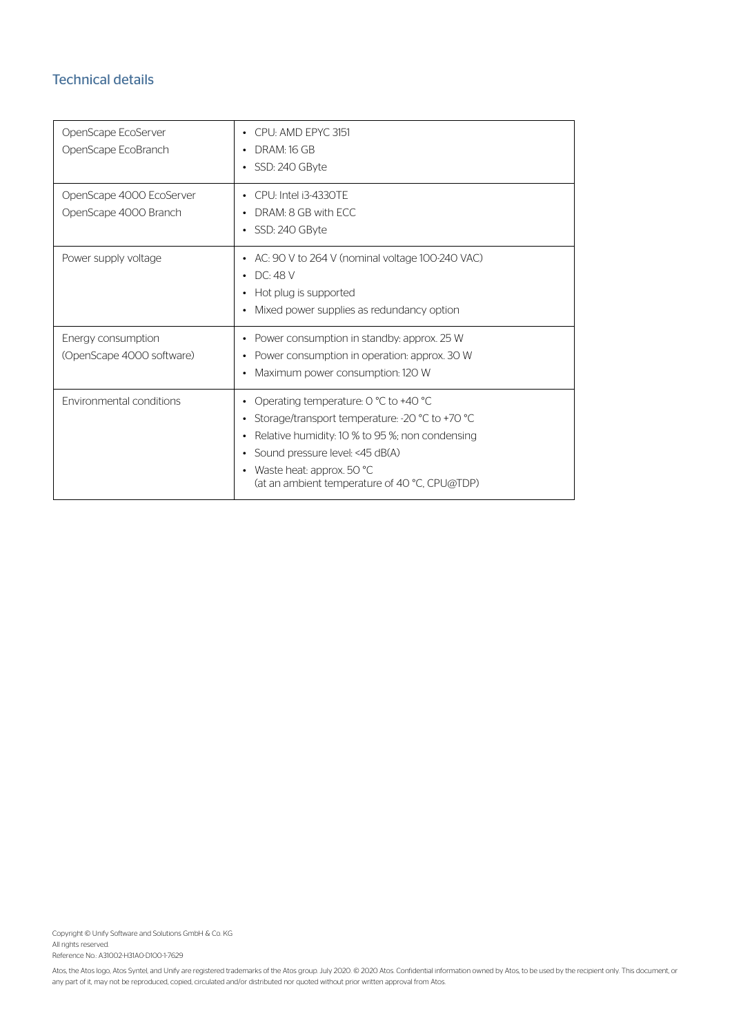## Technical details

| | |
|---|---|
| OpenScape EcoServer<br>OpenScape EcoBranch | • CPU: AMD EPYC 3151<br>• DRAM: 16 GB<br>• SSD: 240 GByte |
| OpenScape 4000 EcoServer<br>OpenScape 4000 Branch | • CPU: Intel i3-4330TE<br>• DRAM: 8 GB with ECC<br>• SSD: 240 GByte |
| Power supply voltage | • AC: 90 V to 264 V (nominal voltage 100-240 VAC)<br>• DC: 48 V<br>• Hot plug is supported<br>• Mixed power supplies as redundancy option |
| Energy consumption<br>(OpenScape 4000 software) | • Power consumption in standby: approx. 25 W<br>• Power consumption in operation: approx. 30 W<br>• Maximum power consumption: 120 W |
| Environmental conditions | • Operating temperature: 0 °C to +40 °C<br>• Storage/transport temperature: -20 °C to +70 °C<br>• Relative humidity: 10 % to 95 %; non condensing<br>• Sound pressure level: <45 dB(A)<br>• Waste heat: approx. 50 °C (at an ambient temperature of 40 °C, CPU@TDP) |

Copyright © Unify Software and Solutions GmbH & Co. KG
All rights reserved.
Reference No.: A31002-H31A0-D100-1-7629

Atos, the Atos logo, Atos Syntel, and Unify are registered trademarks of the Atos group. July 2020. © 2020 Atos. Confidential information owned by Atos, to be used by the recipient only. This document, or any part of it, may not be reproduced, copied, circulated and/or distributed nor quoted without prior written approval from Atos.